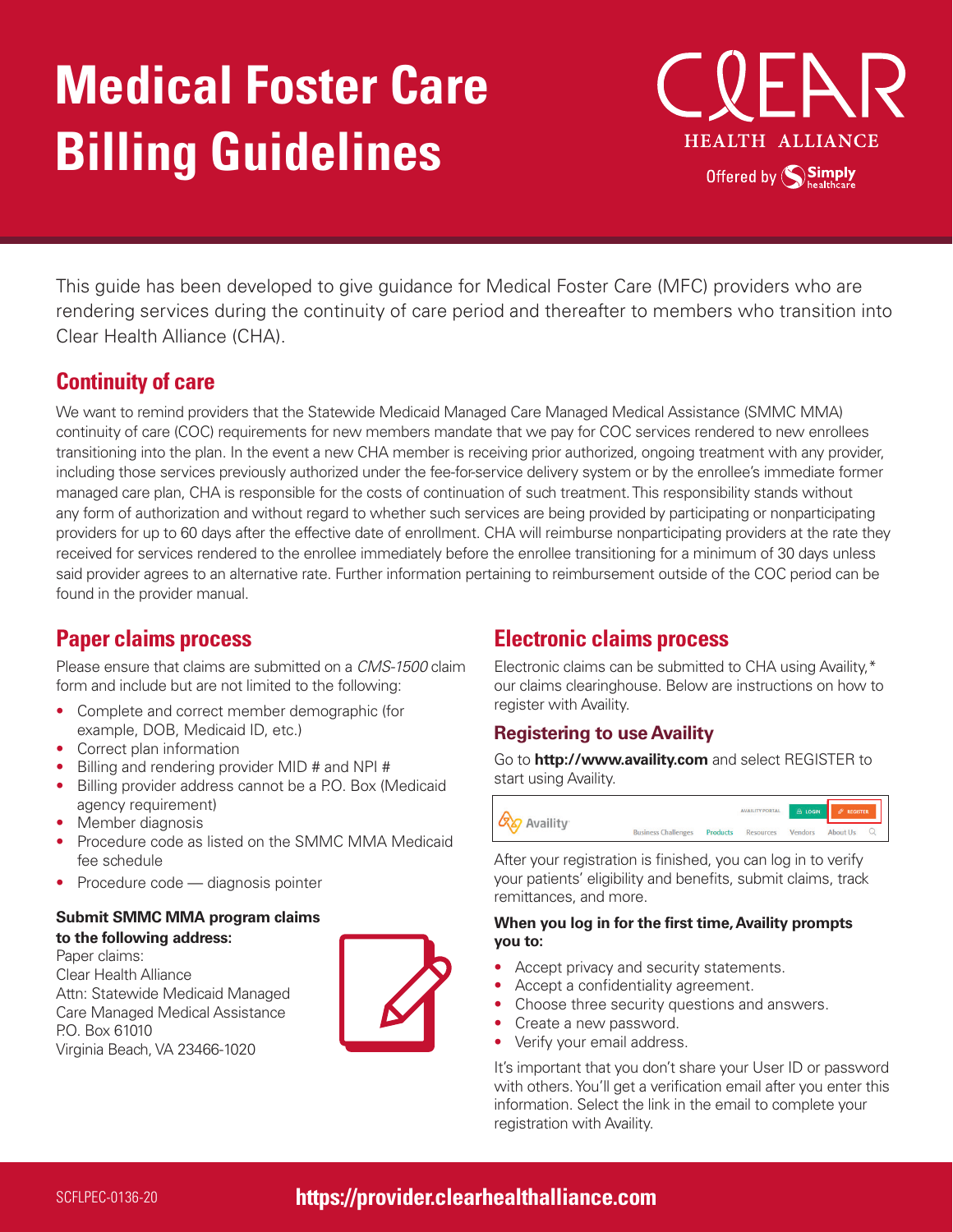# Medical Foster Care Billing Guidelines

CLEAR HEALTH ALLIANCE

Offered by Simply healthcare

This guide has been developed to give guidance for Medical Foster Care (MFC) providers who are rendering services during the continuity of care period and thereafter to members who transition into Clear Health Alliance (CHA).

## Continuity of care

We want to remind providers that the Statewide Medicaid Managed Care Managed Medical Assistance (SMMC MMA) continuity of care (COC) requirements for new members mandate that we pay for COC services rendered to new enrollees transitioning into the plan. In the event a new CHA member is receiving prior authorized, ongoing treatment with any provider, including those services previously authorized under the fee-for-service delivery system or by the enrollee's immediate former managed care plan, CHA is responsible for the costs of continuation of such treatment. This responsibility stands without any form of authorization and without regard to whether such services are being provided by participating or nonparticipating providers for up to 60 days after the effective date of enrollment. CHA will reimburse nonparticipating providers at the rate they received for services rendered to the enrollee immediately before the enrollee transitioning for a minimum of 30 days unless said provider agrees to an alternative rate. Further information pertaining to reimbursement outside of the COC period can be found in the provider manual.

## Paper claims process

Please ensure that claims are submitted on a *CMS-1500* claim form and include but are not limited to the following:

- Complete and correct member demographic (for example, DOB, Medicaid ID, etc.)
- Correct plan information
- Billing and rendering provider MID # and NPI #
- Billing provider address cannot be a P.O. Box (Medicaid agency requirement)
- Member diagnosis
- Procedure code as listed on the SMMC MMA Medicaid fee schedule
- Procedure code — diagnosis pointer

**Submit SMMC MMA program claims to the following address:**

Paper claims:
Clear Health Alliance
Attn: Statewide Medicaid Managed Care Managed Medical Assistance
P.O. Box 61010
Virginia Beach, VA 23466-1020

## Electronic claims process

Electronic claims can be submitted to CHA using Availity,* our claims clearinghouse. Below are instructions on how to register with Availity.

### Registering to use Availity

Go to **http://www.availity.com** and select REGISTER to start using Availity.

After your registration is finished, you can log in to verify your patients' eligibility and benefits, submit claims, track remittances, and more.

**When you log in for the first time, Availity prompts you to:**

- Accept privacy and security statements.
- Accept a confidentiality agreement.
- Choose three security questions and answers.
- Create a new password.
- Verify your email address.

It's important that you don't share your User ID or password with others. You'll get a verification email after you enter this information. Select the link in the email to complete your registration with Availity.

SCFLPEC-0136-20

**https://provider.clearhealthalliance.com**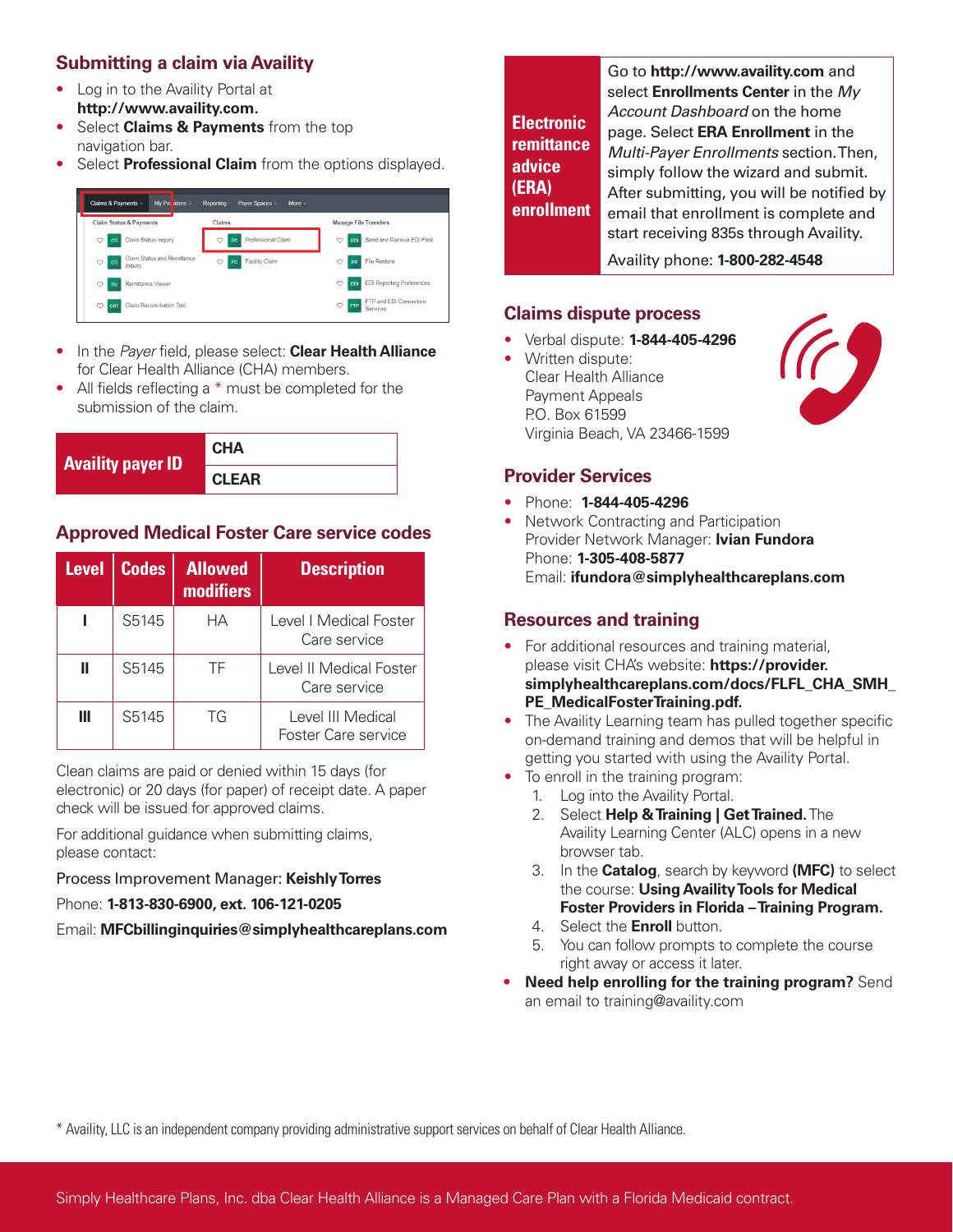## Submitting a claim via Availity

- Log in to the Availity Portal at **http://www.availity.com.**
- Select **Claims & Payments** from the top navigation bar.
- Select **Professional Claim** from the options displayed.

- In the *Payer* field, please select: **Clear Health Alliance** for Clear Health Alliance (CHA) members.
- All fields reflecting a * must be completed for the submission of the claim.

| | |
|---|---|
| **Availity payer ID** | **CHA** |
| | **CLEAR** |

## Approved Medical Foster Care service codes

| Level | Codes | Allowed modifiers | Description |
|---|---|---|---|
| **I** | S5145 | HA | Level I Medical Foster Care service |
| **II** | S5145 | TF | Level II Medical Foster Care service |
| **III** | S5145 | TG | Level III Medical Foster Care service |

Clean claims are paid or denied within 15 days (for electronic) or 20 days (for paper) of receipt date. A paper check will be issued for approved claims.

For additional guidance when submitting claims, please contact:

Process Improvement Manager: **Keishly Torres**

Phone: **1-813-830-6900, ext. 106-121-0205**

Email: **MFCbillinginquiries@simplyhealthcareplans.com**

| | |
|---|---|
| **Electronic remittance advice (ERA) enrollment** | Go to **http://www.availity.com** and select **Enrollments Center** in the *My Account Dashboard* on the home page. Select **ERA Enrollment** in the *Multi-Payer Enrollments* section. Then, simply follow the wizard and submit. After submitting, you will be notified by email that enrollment is complete and start receiving 835s through Availity. Availity phone: **1-800-282-4548** |

## Claims dispute process

- Verbal dispute: **1-844-405-4296**
- Written dispute:
  Clear Health Alliance
  Payment Appeals
  P.O. Box 61599
  Virginia Beach, VA 23466-1599

## Provider Services

- Phone: **1-844-405-4296**
- Network Contracting and Participation
  Provider Network Manager: **Ivian Fundora**
  Phone: **1-305-408-5877**
  Email: **ifundora@simplyhealthcareplans.com**

## Resources and training

- For additional resources and training material, please visit CHA's website: **https://provider.simplyhealthcareplans.com/docs/FLFL_CHA_SMH_PE_MedicalFosterTraining.pdf.**
- The Availity Learning team has pulled together specific on-demand training and demos that will be helpful in getting you started with using the Availity Portal.
- To enroll in the training program:
  1. Log into the Availity Portal.
  2. Select **Help & Training | Get Trained.** The Availity Learning Center (ALC) opens in a new browser tab.
  3. In the **Catalog**, search by keyword **(MFC)** to select the course: **Using Availity Tools for Medical Foster Providers in Florida – Training Program.**
  4. Select the **Enroll** button.
  5. You can follow prompts to complete the course right away or access it later.
- **Need help enrolling for the training program?** Send an email to training@availity.com

* Availity, LLC is an independent company providing administrative support services on behalf of Clear Health Alliance.

Simply Healthcare Plans, Inc. dba Clear Health Alliance is a Managed Care Plan with a Florida Medicaid contract.